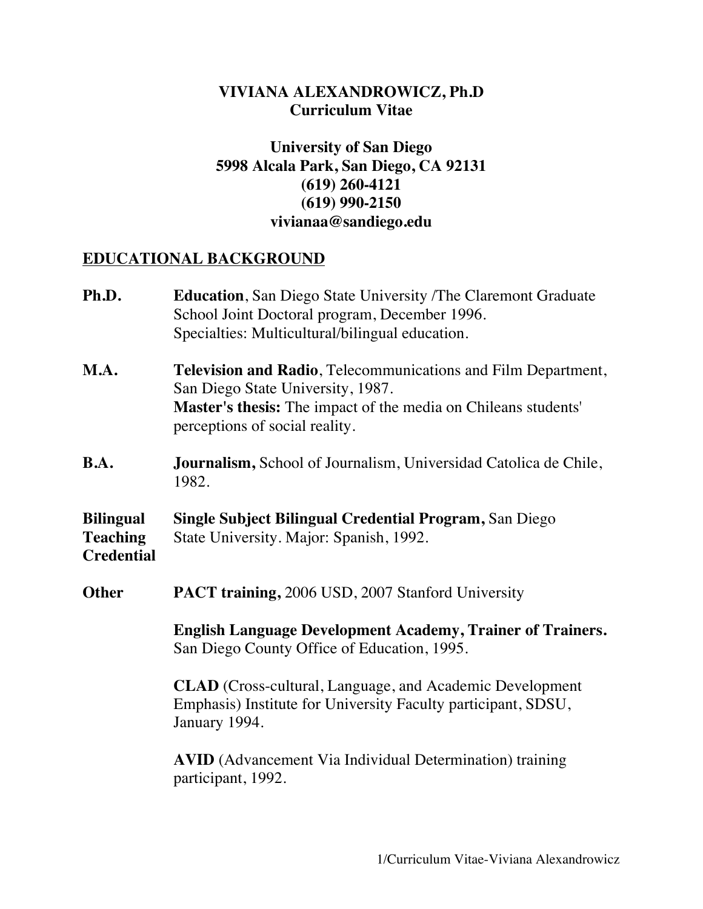# VIVIANA ALEXANDROWICZ, Ph.D
## Curriculum Vitae

**University of San Diego**
**5998 Alcala Park, San Diego, CA 92131**
**(619) 260-4121**
**(619) 990-2150**
**vivianaa@sandiego.edu**

## EDUCATIONAL BACKGROUND

**Ph.D.** — **Education**, San Diego State University /The Claremont Graduate School Joint Doctoral program, December 1996.
Specialties: Multicultural/bilingual education.

**M.A.** — **Television and Radio**, Telecommunications and Film Department, San Diego State University, 1987.
**Master's thesis:** The impact of the media on Chileans students' perceptions of social reality.

**B.A.** — **Journalism,** School of Journalism, Universidad Catolica de Chile, 1982.

**Bilingual Teaching Credential** — **Single Subject Bilingual Credential Program,** San Diego State University. Major: Spanish, 1992.

**Other** — **PACT training,** 2006 USD, 2007 Stanford University

**English Language Development Academy, Trainer of Trainers.** San Diego County Office of Education, 1995.

**CLAD** (Cross-cultural, Language, and Academic Development Emphasis) Institute for University Faculty participant, SDSU, January 1994.

**AVID** (Advancement Via Individual Determination) training participant, 1992.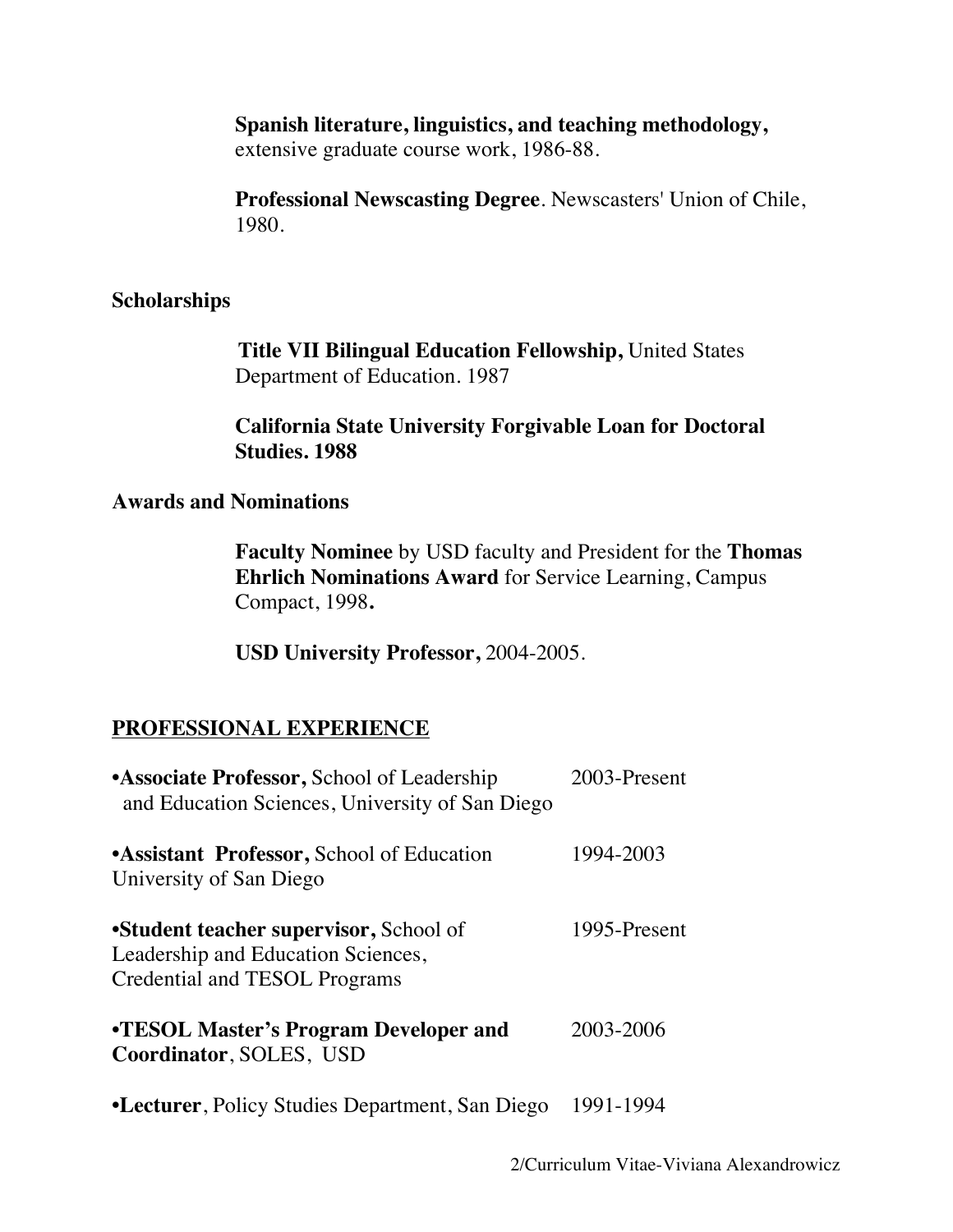**Spanish literature, linguistics, and teaching methodology,** extensive graduate course work, 1986-88.

**Professional Newscasting Degree**. Newscasters' Union of Chile, 1980.

### Scholarships

**Title VII Bilingual Education Fellowship,** United States Department of Education. 1987

**California State University Forgivable Loan for Doctoral Studies. 1988**

### Awards and Nominations

**Faculty Nominee** by USD faculty and President for the **Thomas Ehrlich Nominations Award** for Service Learning, Campus Compact, 1998**.**

**USD University Professor,** 2004-2005.

## PROFESSIONAL EXPERIENCE

| | |
|---|---|
| •**Associate Professor,** School of Leadership and Education Sciences, University of San Diego | 2003-Present |
| •**Assistant Professor,** School of Education University of San Diego | 1994-2003 |
| •**Student teacher supervisor,** School of Leadership and Education Sciences, Credential and TESOL Programs | 1995-Present |
| •**TESOL Master's Program Developer and Coordinator**, SOLES, USD | 2003-2006 |
| •**Lecturer**, Policy Studies Department, San Diego | 1991-1994 |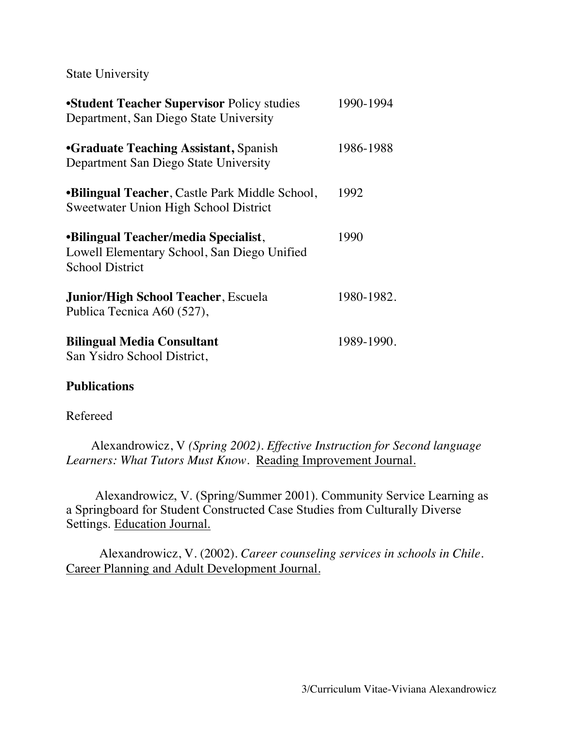State University

| | |
|---|---|
| •**Student Teacher Supervisor** Policy studies Department, San Diego State University | 1990-1994 |
| •**Graduate Teaching Assistant,** Spanish Department San Diego State University | 1986-1988 |
| •**Bilingual Teacher**, Castle Park Middle School, Sweetwater Union High School District | 1992 |
| •**Bilingual Teacher/media Specialist**, Lowell Elementary School, San Diego Unified School District | 1990 |
| **Junior/High School Teacher**, Escuela Publica Tecnica A60 (527), | 1980-1982. |
| **Bilingual Media Consultant** San Ysidro School District, | 1989-1990. |

### Publications

Refereed

Alexandrowicz, V *(Spring 2002). Effective Instruction for Second language Learners: What Tutors Must Know*. <u>Reading Improvement Journal.</u>

Alexandrowicz, V. (Spring/Summer 2001). Community Service Learning as a Springboard for Student Constructed Case Studies from Culturally Diverse Settings. <u>Education Journal.</u>

Alexandrowicz, V. (2002). *Career counseling services in schools in Chile*. <u>Career Planning and Adult Development Journal.</u>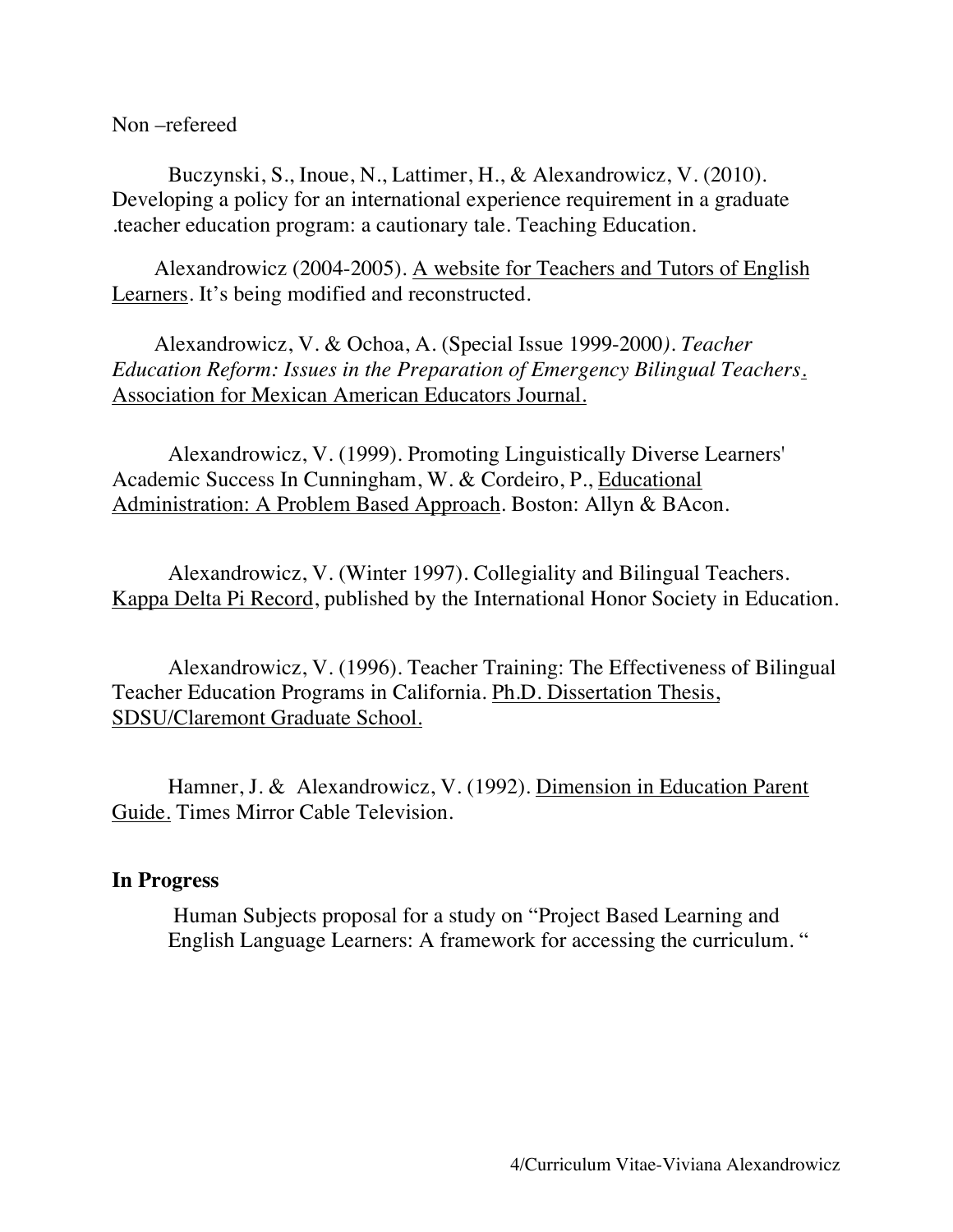Non –refereed

Buczynski, S., Inoue, N., Lattimer, H., & Alexandrowicz, V. (2010). Developing a policy for an international experience requirement in a graduate .teacher education program: a cautionary tale. Teaching Education.

Alexandrowicz (2004-2005). A website for Teachers and Tutors of English Learners. It's being modified and reconstructed.

Alexandrowicz, V. & Ochoa, A. (Special Issue 1999-2000). *Teacher Education Reform: Issues in the Preparation of Emergency Bilingual Teachers*. Association for Mexican American Educators Journal.

Alexandrowicz, V. (1999). Promoting Linguistically Diverse Learners' Academic Success In Cunningham, W. & Cordeiro, P., Educational Administration: A Problem Based Approach. Boston: Allyn & BAcon.

Alexandrowicz, V. (Winter 1997). Collegiality and Bilingual Teachers. Kappa Delta Pi Record, published by the International Honor Society in Education.

Alexandrowicz, V. (1996). Teacher Training: The Effectiveness of Bilingual Teacher Education Programs in California. Ph.D. Dissertation Thesis, SDSU/Claremont Graduate School.

Hamner, J. & Alexandrowicz, V. (1992). Dimension in Education Parent Guide. Times Mirror Cable Television.

**In Progress**

Human Subjects proposal for a study on "Project Based Learning and English Language Learners: A framework for accessing the curriculum. "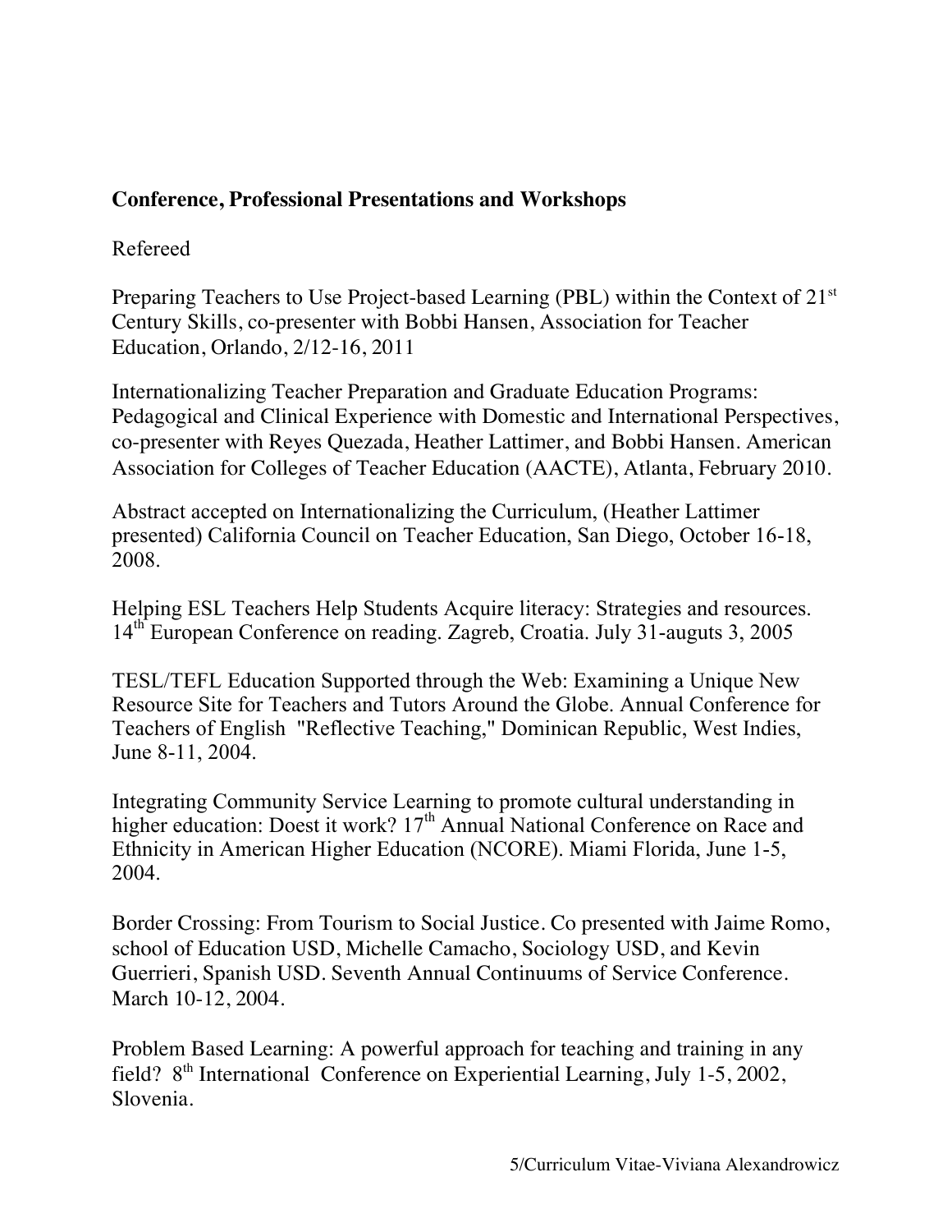**Conference, Professional Presentations and Workshops**

Refereed

Preparing Teachers to Use Project-based Learning (PBL) within the Context of 21st Century Skills, co-presenter with Bobbi Hansen, Association for Teacher Education, Orlando, 2/12-16, 2011

Internationalizing Teacher Preparation and Graduate Education Programs: Pedagogical and Clinical Experience with Domestic and International Perspectives, co-presenter with Reyes Quezada, Heather Lattimer, and Bobbi Hansen. American Association for Colleges of Teacher Education (AACTE), Atlanta, February 2010.

Abstract accepted on Internationalizing the Curriculum, (Heather Lattimer presented) California Council on Teacher Education, San Diego, October 16-18, 2008.

Helping ESL Teachers Help Students Acquire literacy: Strategies and resources. 14th European Conference on reading. Zagreb, Croatia. July 31-auguts 3, 2005

TESL/TEFL Education Supported through the Web: Examining a Unique New Resource Site for Teachers and Tutors Around the Globe. Annual Conference for Teachers of English "Reflective Teaching," Dominican Republic, West Indies, June 8-11, 2004.

Integrating Community Service Learning to promote cultural understanding in higher education: Doest it work? 17th Annual National Conference on Race and Ethnicity in American Higher Education (NCORE). Miami Florida, June 1-5, 2004.

Border Crossing: From Tourism to Social Justice. Co presented with Jaime Romo, school of Education USD, Michelle Camacho, Sociology USD, and Kevin Guerrieri, Spanish USD. Seventh Annual Continuums of Service Conference. March 10-12, 2004.

Problem Based Learning: A powerful approach for teaching and training in any field? 8th International Conference on Experiential Learning, July 1-5, 2002, Slovenia.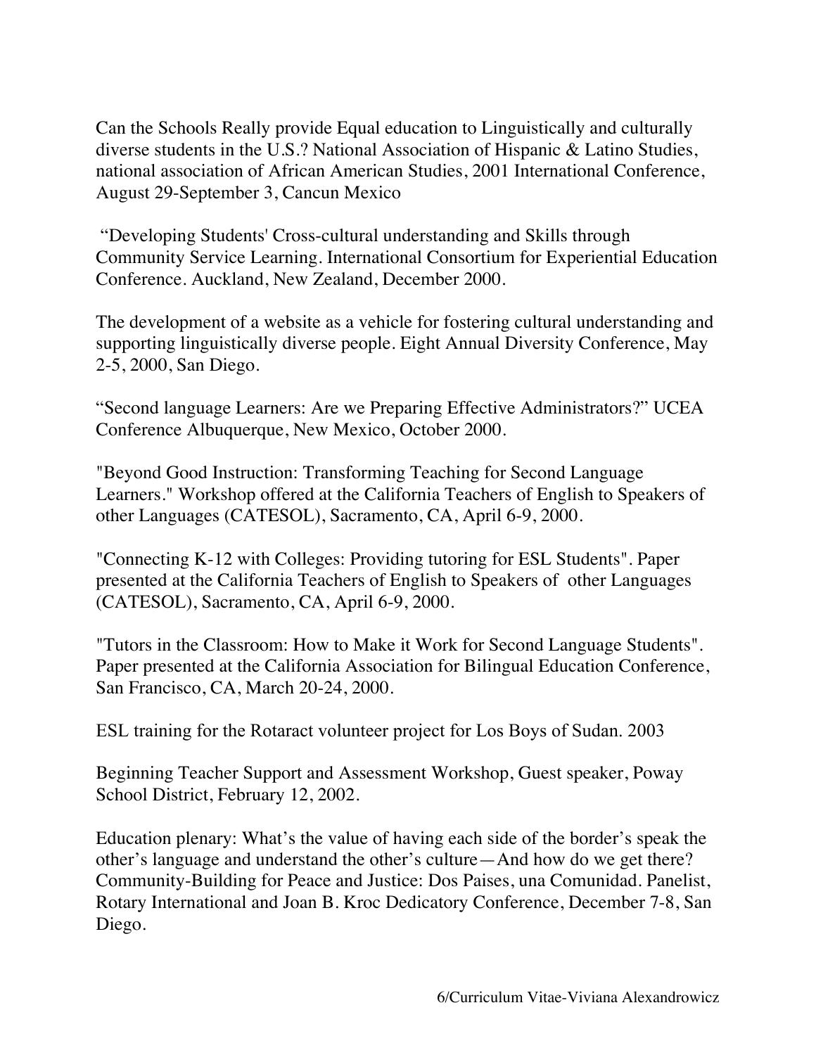Can the Schools Really provide Equal education to Linguistically and culturally diverse students in the U.S.? National Association of Hispanic & Latino Studies, national association of African American Studies, 2001 International Conference, August 29-September 3, Cancun Mexico

"Developing Students' Cross-cultural understanding and Skills through Community Service Learning. International Consortium for Experiential Education Conference. Auckland, New Zealand, December 2000.

The development of a website as a vehicle for fostering cultural understanding and supporting linguistically diverse people. Eight Annual Diversity Conference, May 2-5, 2000, San Diego.

"Second language Learners: Are we Preparing Effective Administrators?" UCEA Conference Albuquerque, New Mexico, October 2000.

"Beyond Good Instruction: Transforming Teaching for Second Language Learners." Workshop offered at the California Teachers of English to Speakers of other Languages (CATESOL), Sacramento, CA, April 6-9, 2000.

"Connecting K-12 with Colleges: Providing tutoring for ESL Students". Paper presented at the California Teachers of English to Speakers of other Languages (CATESOL), Sacramento, CA, April 6-9, 2000.

"Tutors in the Classroom: How to Make it Work for Second Language Students". Paper presented at the California Association for Bilingual Education Conference, San Francisco, CA, March 20-24, 2000.

ESL training for the Rotaract volunteer project for Los Boys of Sudan. 2003

Beginning Teacher Support and Assessment Workshop, Guest speaker, Poway School District, February 12, 2002.

Education plenary: What's the value of having each side of the border's speak the other's language and understand the other's culture—And how do we get there? Community-Building for Peace and Justice: Dos Paises, una Comunidad. Panelist, Rotary International and Joan B. Kroc Dedicatory Conference, December 7-8, San Diego.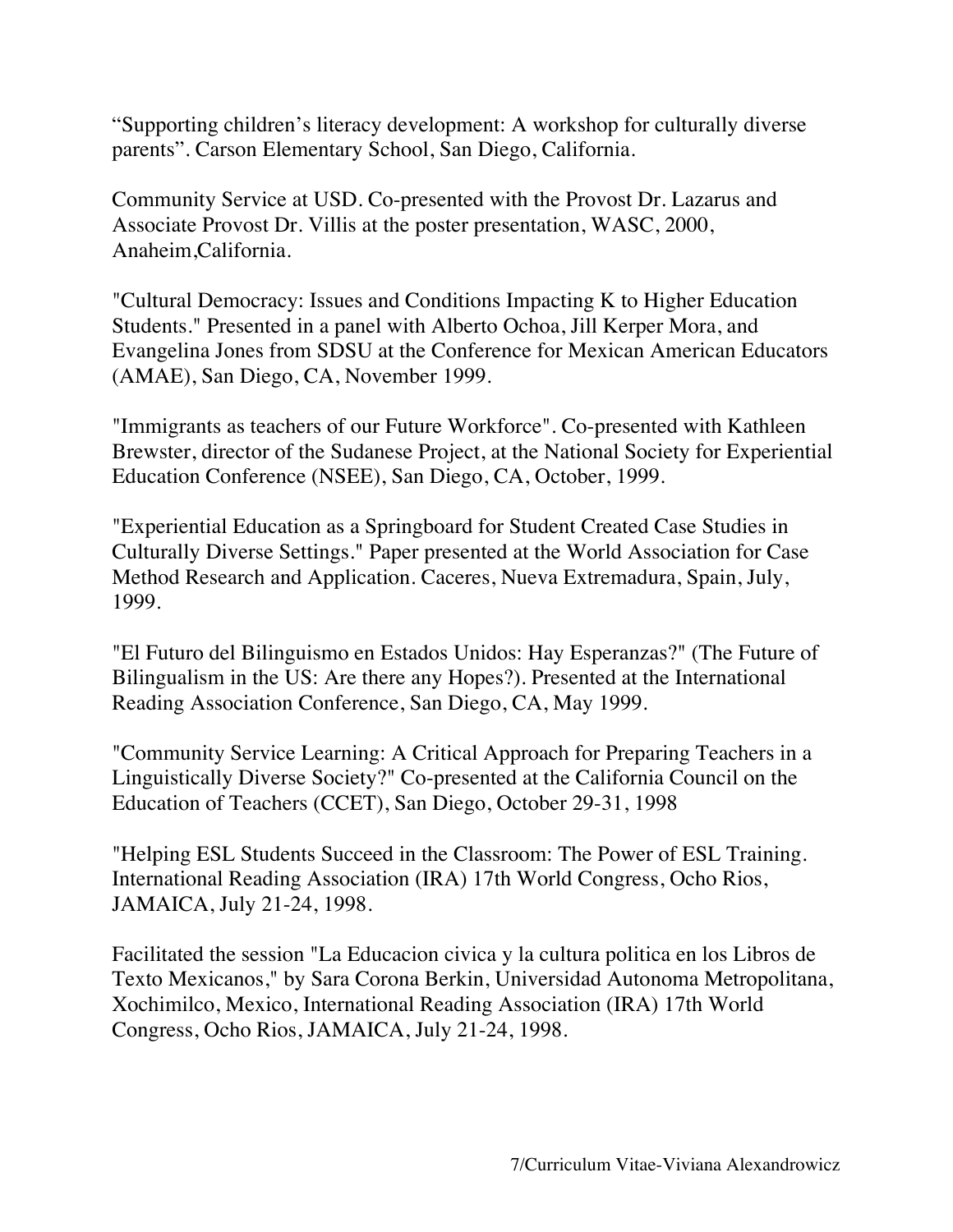“Supporting children’s literacy development: A workshop for culturally diverse parents”. Carson Elementary School, San Diego, California.

Community Service at USD. Co-presented with the Provost Dr. Lazarus and Associate Provost Dr. Villis at the poster presentation, WASC, 2000, Anaheim,California.

"Cultural Democracy: Issues and Conditions Impacting K to Higher Education Students." Presented in a panel with Alberto Ochoa, Jill Kerper Mora, and Evangelina Jones from SDSU at the Conference for Mexican American Educators (AMAE), San Diego, CA, November 1999.

"Immigrants as teachers of our Future Workforce". Co-presented with Kathleen Brewster, director of the Sudanese Project, at the National Society for Experiential Education Conference (NSEE), San Diego, CA, October, 1999.

"Experiential Education as a Springboard for Student Created Case Studies in Culturally Diverse Settings." Paper presented at the World Association for Case Method Research and Application. Caceres, Nueva Extremadura, Spain, July, 1999.

"El Futuro del Bilinguismo en Estados Unidos: Hay Esperanzas?" (The Future of Bilingualism in the US: Are there any Hopes?). Presented at the International Reading Association Conference, San Diego, CA, May 1999.

"Community Service Learning: A Critical Approach for Preparing Teachers in a Linguistically Diverse Society?" Co-presented at the California Council on the Education of Teachers (CCET), San Diego, October 29-31, 1998

"Helping ESL Students Succeed in the Classroom: The Power of ESL Training. International Reading Association (IRA) 17th World Congress, Ocho Rios, JAMAICA, July 21-24, 1998.

Facilitated the session "La Educacion civica y la cultura politica en los Libros de Texto Mexicanos," by Sara Corona Berkin, Universidad Autonoma Metropolitana, Xochimilco, Mexico, International Reading Association (IRA) 17th World Congress, Ocho Rios, JAMAICA, July 21-24, 1998.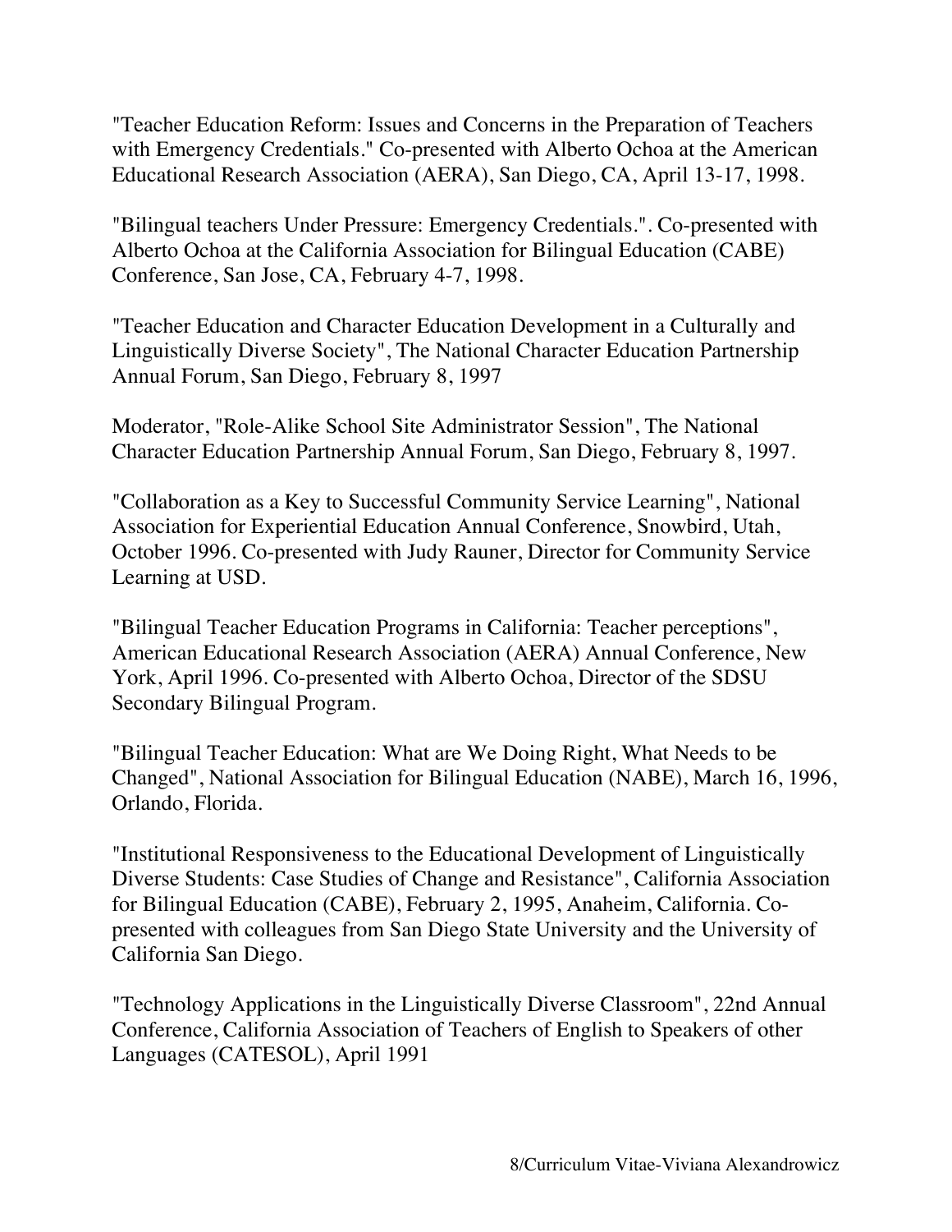"Teacher Education Reform: Issues and Concerns in the Preparation of Teachers with Emergency Credentials." Co-presented with Alberto Ochoa at the American Educational Research Association (AERA), San Diego, CA, April 13-17, 1998.

"Bilingual teachers Under Pressure: Emergency Credentials.". Co-presented with Alberto Ochoa at the California Association for Bilingual Education (CABE) Conference, San Jose, CA, February 4-7, 1998.

"Teacher Education and Character Education Development in a Culturally and Linguistically Diverse Society", The National Character Education Partnership Annual Forum, San Diego, February 8, 1997

Moderator, "Role-Alike School Site Administrator Session", The National Character Education Partnership Annual Forum, San Diego, February 8, 1997.

"Collaboration as a Key to Successful Community Service Learning", National Association for Experiential Education Annual Conference, Snowbird, Utah, October 1996. Co-presented with Judy Rauner, Director for Community Service Learning at USD.

"Bilingual Teacher Education Programs in California: Teacher perceptions", American Educational Research Association (AERA) Annual Conference, New York, April 1996. Co-presented with Alberto Ochoa, Director of the SDSU Secondary Bilingual Program.

"Bilingual Teacher Education: What are We Doing Right, What Needs to be Changed", National Association for Bilingual Education (NABE), March 16, 1996, Orlando, Florida.

"Institutional Responsiveness to the Educational Development of Linguistically Diverse Students: Case Studies of Change and Resistance", California Association for Bilingual Education (CABE), February 2, 1995, Anaheim, California. Co-presented with colleagues from San Diego State University and the University of California San Diego.

"Technology Applications in the Linguistically Diverse Classroom", 22nd Annual Conference, California Association of Teachers of English to Speakers of other Languages (CATESOL), April 1991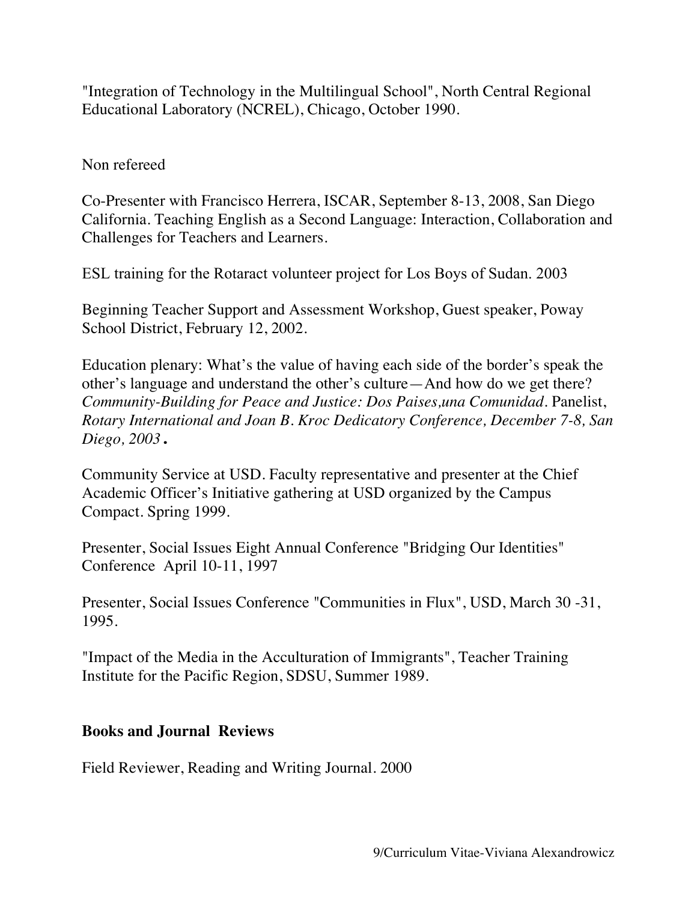"Integration of Technology in the Multilingual School", North Central Regional Educational Laboratory (NCREL), Chicago, October 1990.

Non refereed

Co-Presenter with Francisco Herrera, ISCAR, September 8-13, 2008, San Diego California. Teaching English as a Second Language: Interaction, Collaboration and Challenges for Teachers and Learners.

ESL training for the Rotaract volunteer project for Los Boys of Sudan. 2003

Beginning Teacher Support and Assessment Workshop, Guest speaker, Poway School District, February 12, 2002.

Education plenary: What's the value of having each side of the border's speak the other's language and understand the other's culture—And how do we get there? *Community-Building for Peace and Justice: Dos Paises,una Comunidad*. Panelist, *Rotary International and Joan B. Kroc Dedicatory Conference, December 7-8, San Diego, 2003***.**

Community Service at USD. Faculty representative and presenter at the Chief Academic Officer's Initiative gathering at USD organized by the Campus Compact. Spring 1999.

Presenter, Social Issues Eight Annual Conference "Bridging Our Identities" Conference April 10-11, 1997

Presenter, Social Issues Conference "Communities in Flux", USD, March 30 -31, 1995.

"Impact of the Media in the Acculturation of Immigrants", Teacher Training Institute for the Pacific Region, SDSU, Summer 1989.

**Books and Journal Reviews**

Field Reviewer, Reading and Writing Journal. 2000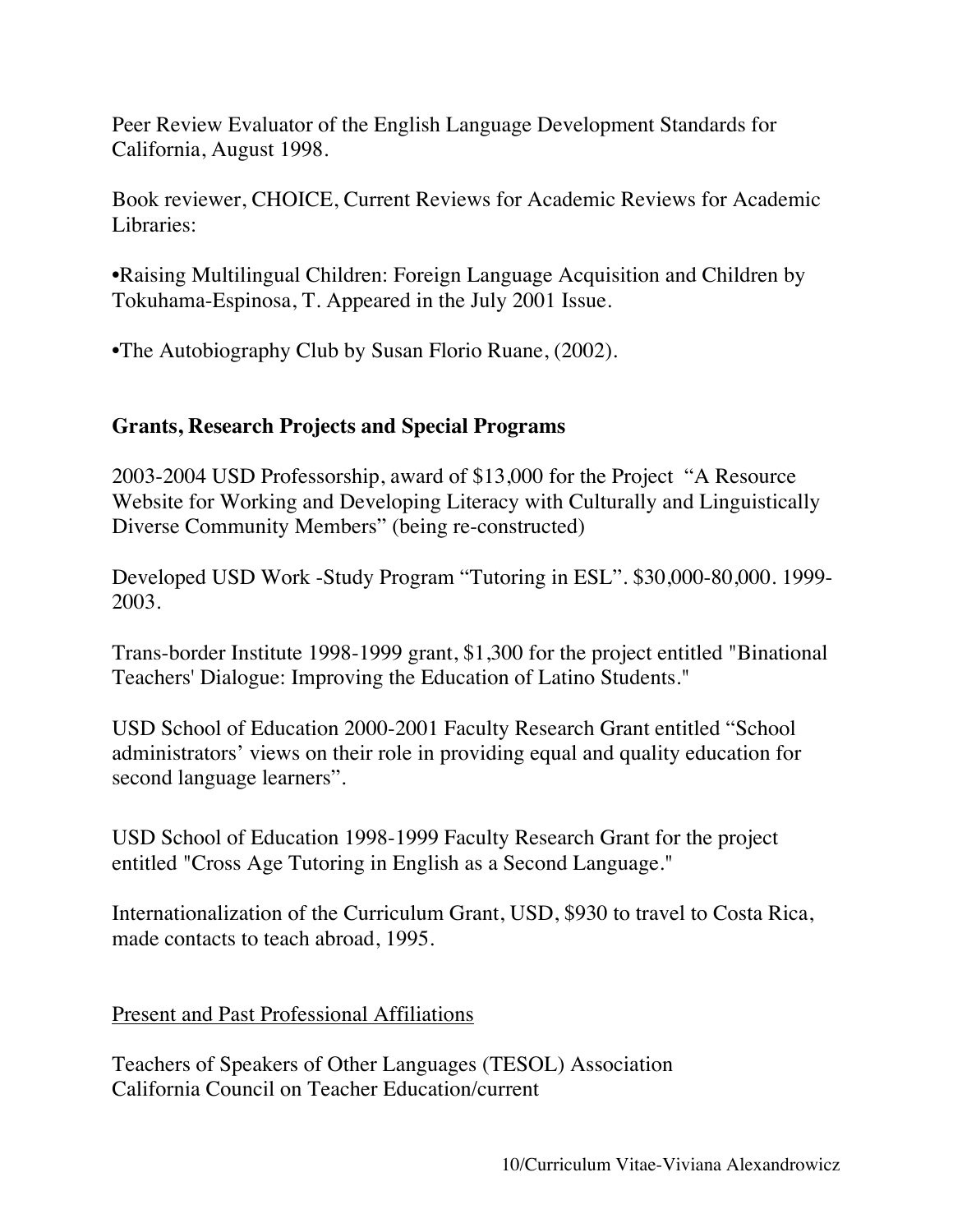Peer Review Evaluator of the English Language Development Standards for California, August 1998.

Book reviewer, CHOICE, Current Reviews for Academic Reviews for Academic Libraries:

•Raising Multilingual Children: Foreign Language Acquisition and Children by Tokuhama-Espinosa, T. Appeared in the July 2001 Issue.

•The Autobiography Club by Susan Florio Ruane, (2002).

## Grants, Research Projects and Special Programs

2003-2004 USD Professorship, award of $13,000 for the Project "A Resource Website for Working and Developing Literacy with Culturally and Linguistically Diverse Community Members" (being re-constructed)

Developed USD Work -Study Program "Tutoring in ESL". $30,000-80,000. 1999-2003.

Trans-border Institute 1998-1999 grant, $1,300 for the project entitled "Binational Teachers' Dialogue: Improving the Education of Latino Students."

USD School of Education 2000-2001 Faculty Research Grant entitled "School administrators' views on their role in providing equal and quality education for second language learners".

USD School of Education 1998-1999 Faculty Research Grant for the project entitled "Cross Age Tutoring in English as a Second Language."

Internationalization of the Curriculum Grant, USD, $930 to travel to Costa Rica, made contacts to teach abroad, 1995.

<u>Present and Past Professional Affiliations</u>

Teachers of Speakers of Other Languages (TESOL) Association
California Council on Teacher Education/current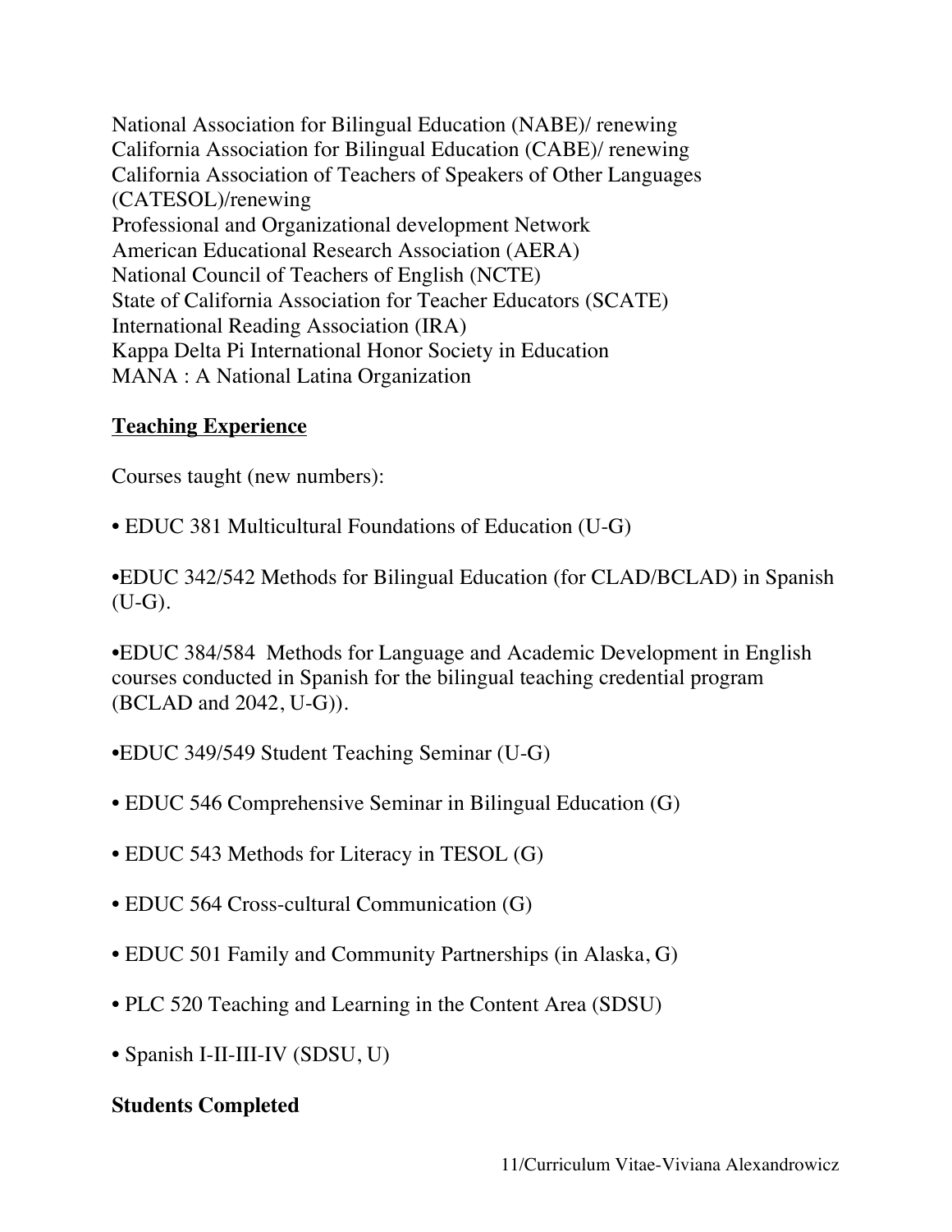National Association for Bilingual Education (NABE)/ renewing
California Association for Bilingual Education (CABE)/ renewing
California Association of Teachers of Speakers of Other Languages (CATESOL)/renewing
Professional and Organizational development Network
American Educational Research Association (AERA)
National Council of Teachers of English (NCTE)
State of California Association for Teacher Educators (SCATE)
International Reading Association (IRA)
Kappa Delta Pi International Honor Society in Education
MANA : A National Latina Organization

## Teaching Experience

Courses taught (new numbers):

- EDUC 381 Multicultural Foundations of Education (U-G)

- EDUC 342/542 Methods for Bilingual Education (for CLAD/BCLAD) in Spanish (U-G).

- EDUC 384/584 Methods for Language and Academic Development in English courses conducted in Spanish for the bilingual teaching credential program (BCLAD and 2042, U-G)).

- EDUC 349/549 Student Teaching Seminar (U-G)

- EDUC 546 Comprehensive Seminar in Bilingual Education (G)

- EDUC 543 Methods for Literacy in TESOL (G)

- EDUC 564 Cross-cultural Communication (G)

- EDUC 501 Family and Community Partnerships (in Alaska, G)

- PLC 520 Teaching and Learning in the Content Area (SDSU)

- Spanish I-II-III-IV (SDSU, U)

**Students Completed**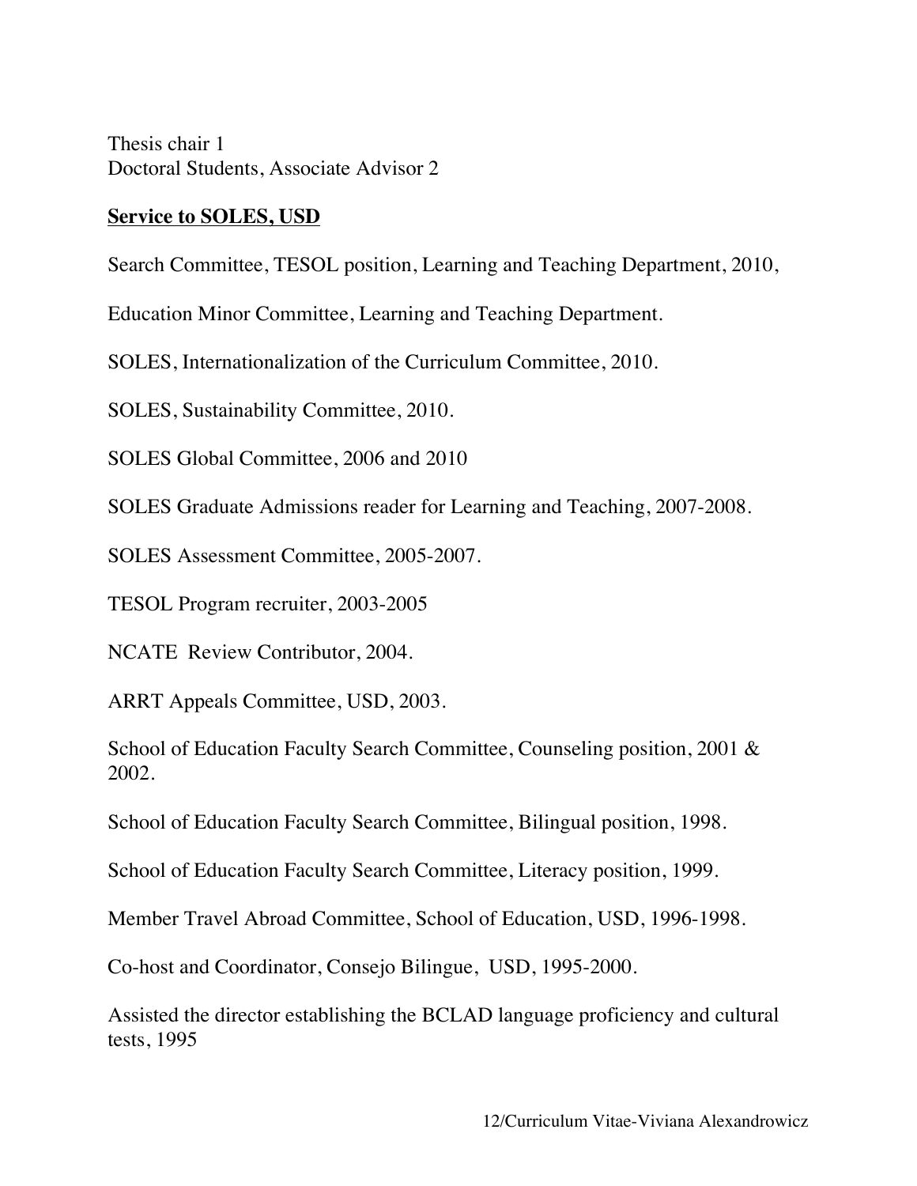Thesis chair 1
Doctoral Students, Associate Advisor 2

**Service to SOLES, USD**

Search Committee, TESOL position, Learning and Teaching Department, 2010,

Education Minor Committee, Learning and Teaching Department.

SOLES, Internationalization of the Curriculum Committee, 2010.

SOLES, Sustainability Committee, 2010.

SOLES Global Committee, 2006 and 2010

SOLES Graduate Admissions reader for Learning and Teaching, 2007-2008.

SOLES Assessment Committee, 2005-2007.

TESOL Program recruiter, 2003-2005

NCATE Review Contributor, 2004.

ARRT Appeals Committee, USD, 2003.

School of Education Faculty Search Committee, Counseling position, 2001 & 2002.

School of Education Faculty Search Committee, Bilingual position, 1998.

School of Education Faculty Search Committee, Literacy position, 1999.

Member Travel Abroad Committee, School of Education, USD, 1996-1998.

Co-host and Coordinator, Consejo Bilingue, USD, 1995-2000.

Assisted the director establishing the BCLAD language proficiency and cultural tests, 1995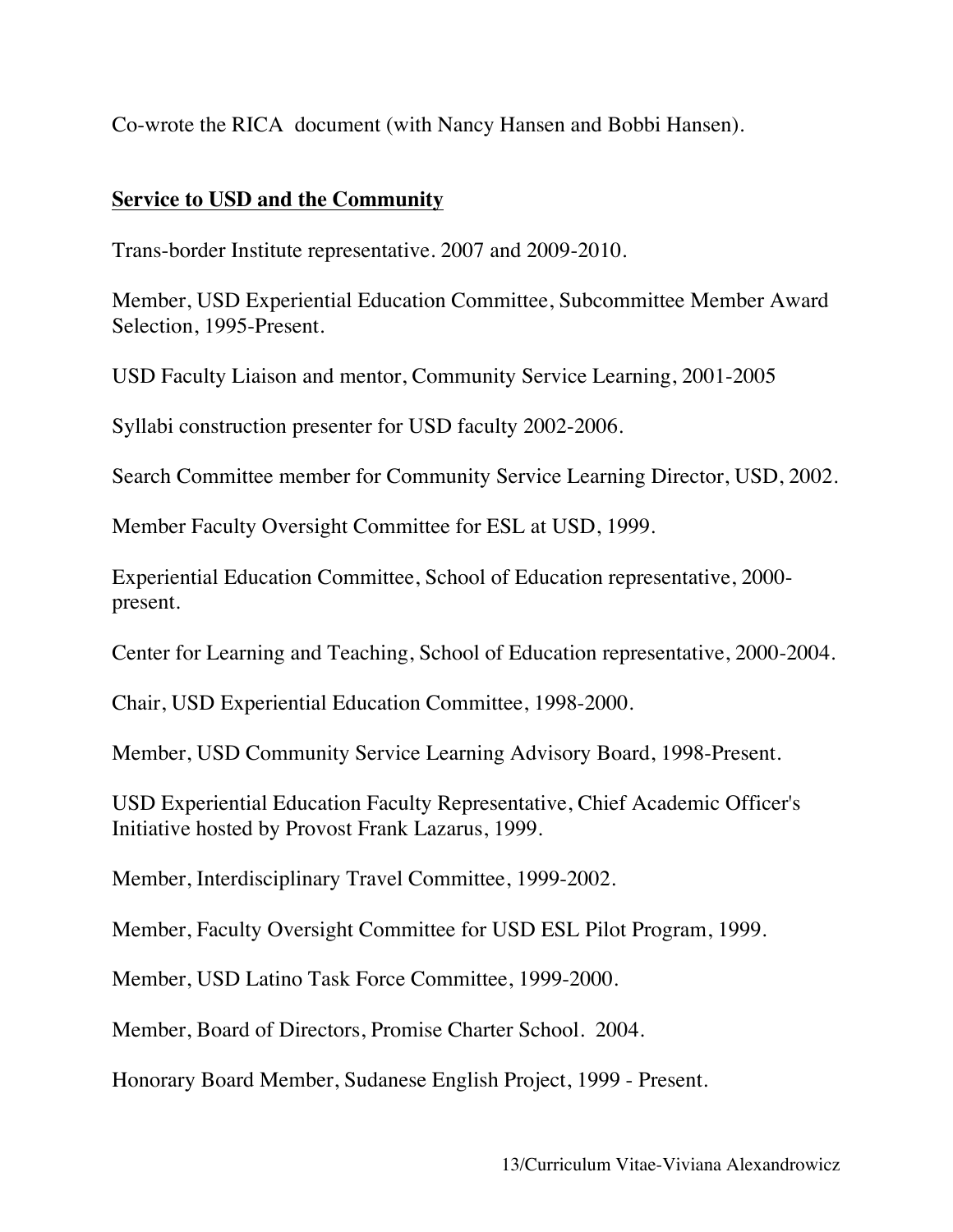Co-wrote the RICA document (with Nancy Hansen and Bobbi Hansen).

## Service to USD and the Community

Trans-border Institute representative. 2007 and 2009-2010.

Member, USD Experiential Education Committee, Subcommittee Member Award Selection, 1995-Present.

USD Faculty Liaison and mentor, Community Service Learning, 2001-2005

Syllabi construction presenter for USD faculty 2002-2006.

Search Committee member for Community Service Learning Director, USD, 2002.

Member Faculty Oversight Committee for ESL at USD, 1999.

Experiential Education Committee, School of Education representative, 2000-present.

Center for Learning and Teaching, School of Education representative, 2000-2004.

Chair, USD Experiential Education Committee, 1998-2000.

Member, USD Community Service Learning Advisory Board, 1998-Present.

USD Experiential Education Faculty Representative, Chief Academic Officer's Initiative hosted by Provost Frank Lazarus, 1999.

Member, Interdisciplinary Travel Committee, 1999-2002.

Member, Faculty Oversight Committee for USD ESL Pilot Program, 1999.

Member, USD Latino Task Force Committee, 1999-2000.

Member, Board of Directors, Promise Charter School. 2004.

Honorary Board Member, Sudanese English Project, 1999 - Present.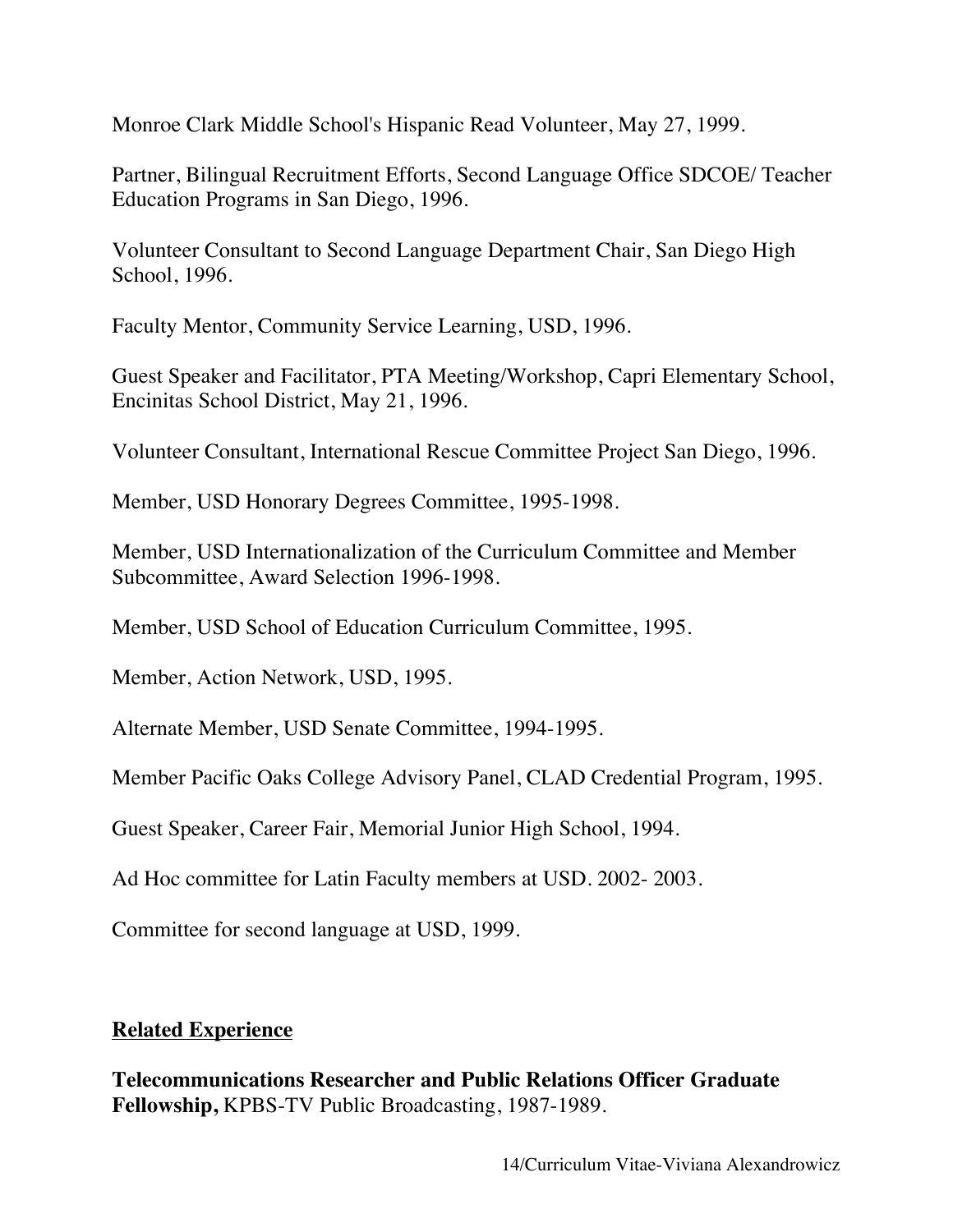Monroe Clark Middle School's Hispanic Read Volunteer, May 27, 1999.

Partner, Bilingual Recruitment Efforts, Second Language Office SDCOE/ Teacher Education Programs in San Diego, 1996.

Volunteer Consultant to Second Language Department Chair, San Diego High School, 1996.

Faculty Mentor, Community Service Learning, USD, 1996.

Guest Speaker and Facilitator, PTA Meeting/Workshop, Capri Elementary School, Encinitas School District, May 21, 1996.

Volunteer Consultant, International Rescue Committee Project San Diego, 1996.

Member, USD Honorary Degrees Committee, 1995-1998.

Member, USD Internationalization of the Curriculum Committee and Member Subcommittee, Award Selection 1996-1998.

Member, USD School of Education Curriculum Committee, 1995.

Member, Action Network, USD, 1995.

Alternate Member, USD Senate Committee, 1994-1995.

Member Pacific Oaks College Advisory Panel, CLAD Credential Program, 1995.

Guest Speaker, Career Fair, Memorial Junior High School, 1994.

Ad Hoc committee for Latin Faculty members at USD. 2002- 2003.

Committee for second language at USD, 1999.

## Related Experience

**Telecommunications Researcher and Public Relations Officer Graduate Fellowship,** KPBS-TV Public Broadcasting, 1987-1989.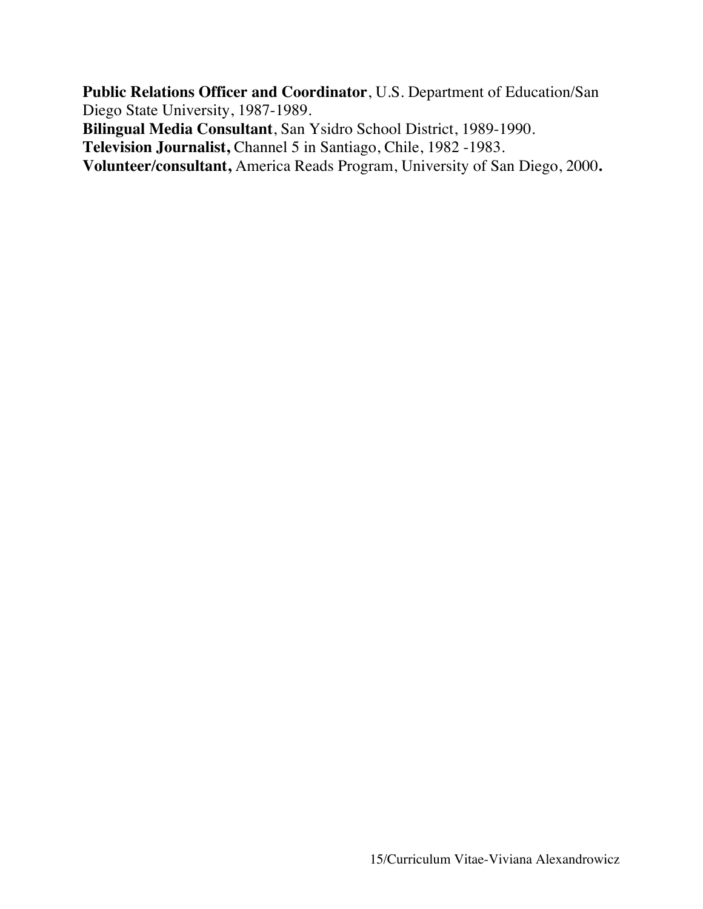**Public Relations Officer and Coordinator**, U.S. Department of Education/San Diego State University, 1987-1989.
**Bilingual Media Consultant**, San Ysidro School District, 1989-1990.
**Television Journalist,** Channel 5 in Santiago, Chile, 1982 -1983.
**Volunteer/consultant,** America Reads Program, University of San Diego, 2000**.**